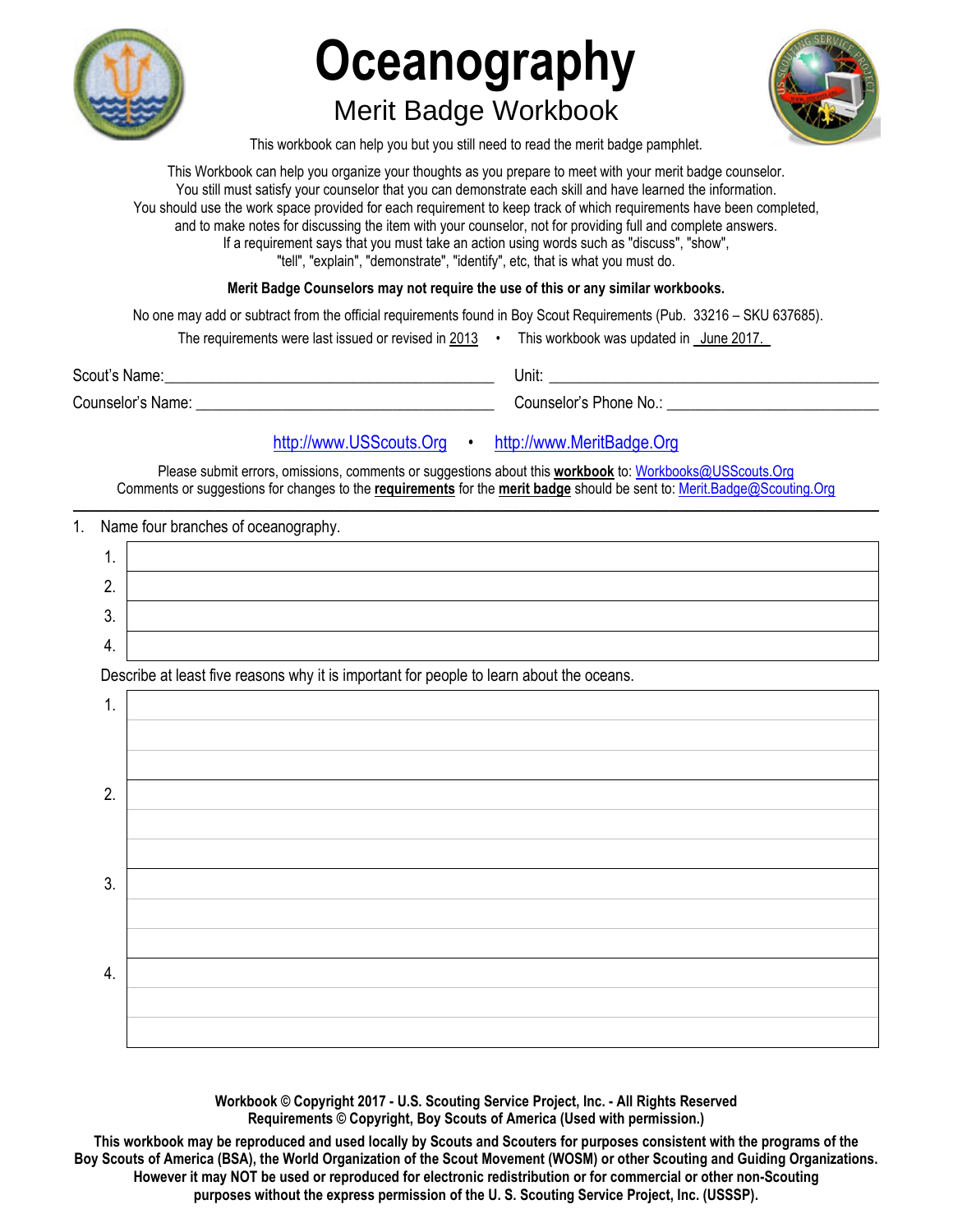# Oceanography

## Merit Badge Workbook

This workbook can help you but you still need to read the merit badge pamphlet.

This Workbook can help you organize your thoughts as you prepare to meet with your merit badge counselor.
You still must satisfy your counselor that you can demonstrate each skill and have learned the information.
You should use the work space provided for each requirement to keep track of which requirements have been completed,
and to make notes for discussing the item with your counselor, not for providing full and complete answers.
If a requirement says that you must take an action using words such as "discuss", "show",
"tell", "explain", "demonstrate", "identify", etc, that is what you must do.

**Merit Badge Counselors may not require the use of this or any similar workbooks.**

No one may add or subtract from the official requirements found in Boy Scout Requirements (Pub. 33216 – SKU 637685).

The requirements were last issued or revised in 2013 • This workbook was updated in June 2017.

Scout's Name: ________________________ Unit: ________________________

Counselor's Name: ________________________ Counselor's Phone No.: ________________________

http://www.USScouts.Org • http://www.MeritBadge.Org

Please submit errors, omissions, comments or suggestions about this **workbook** to: Workbooks@USScouts.Org
Comments or suggestions for changes to the **requirements** for the **merit badge** should be sent to: Merit.Badge@Scouting.Org

---

1. Name four branches of oceanography.

| | |
|---|---|
| 1. | |
| 2. | |
| 3. | |
| 4. | |

Describe at least five reasons why it is important for people to learn about the oceans.

| | |
|---|---|
| 1. | |
| 2. | |
| 3. | |
| 4. | |

**Workbook © Copyright 2017 - U.S. Scouting Service Project, Inc. - All Rights Reserved**
**Requirements © Copyright, Boy Scouts of America (Used with permission.)**

**This workbook may be reproduced and used locally by Scouts and Scouters for purposes consistent with the programs of the Boy Scouts of America (BSA), the World Organization of the Scout Movement (WOSM) or other Scouting and Guiding Organizations. However it may NOT be used or reproduced for electronic redistribution or for commercial or other non-Scouting purposes without the express permission of the U. S. Scouting Service Project, Inc. (USSSP).**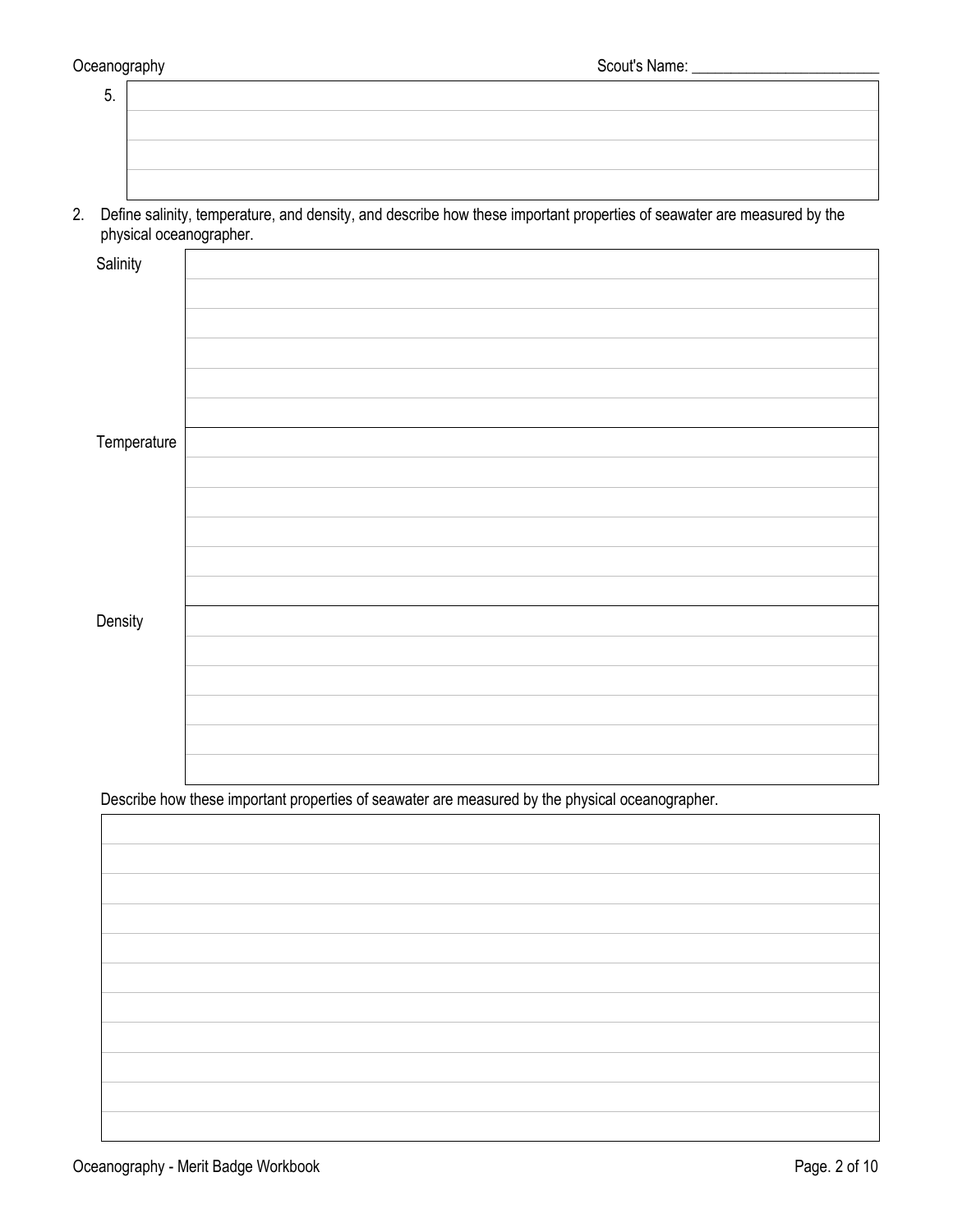5.

2. Define salinity, temperature, and density, and describe how these important properties of seawater are measured by the physical oceanographer.

| | |
|---|---|
| Salinity | |
| Temperature | |
| Density | |

Describe how these important properties of seawater are measured by the physical oceanographer.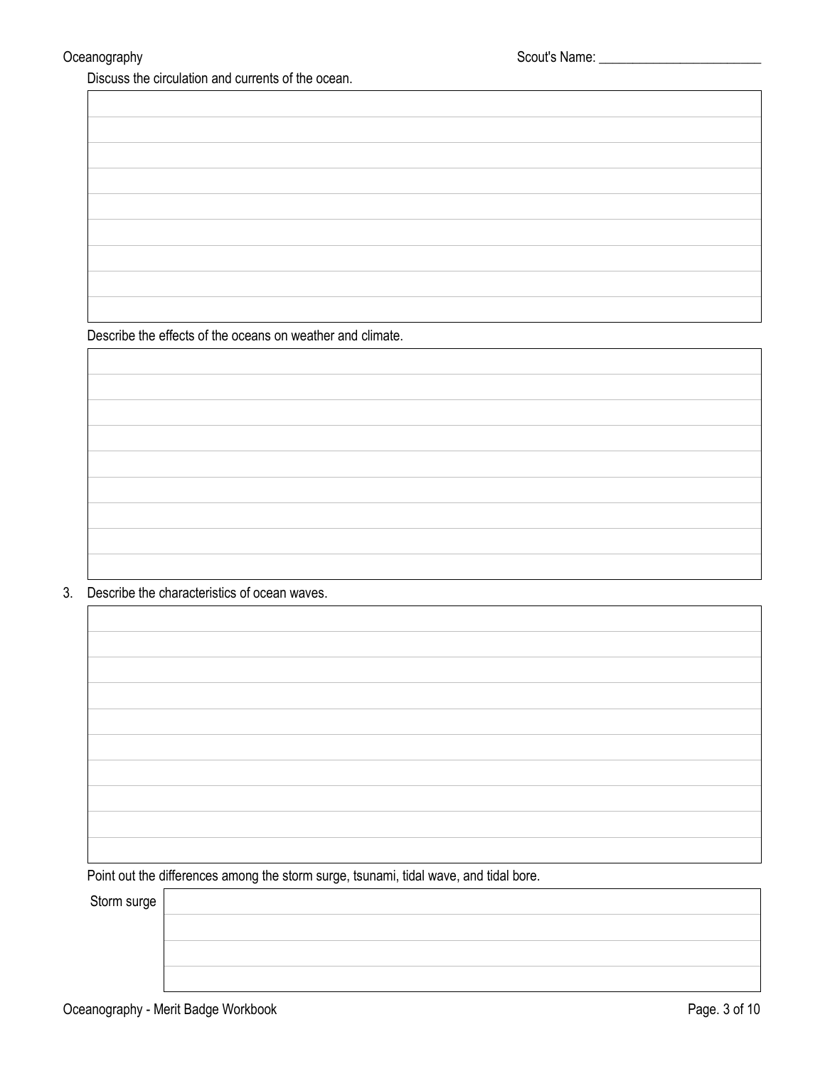Discuss the circulation and currents of the ocean.

Describe the effects of the oceans on weather and climate.

3. Describe the characteristics of ocean waves.

Point out the differences among the storm surge, tsunami, tidal wave, and tidal bore.

Storm surge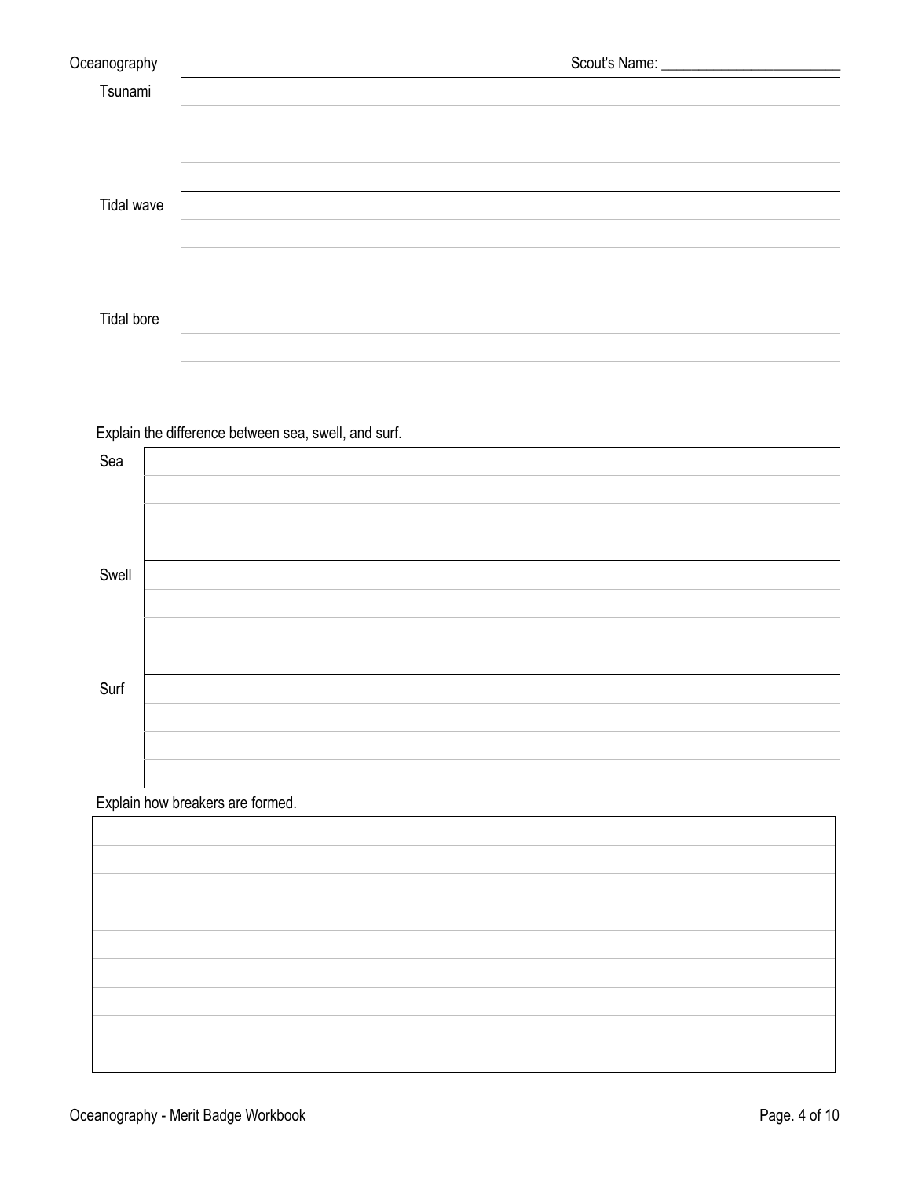Scout's Name: ________________________

| Tsunami | |
|---|---|
| | |
| | |
| | |
| **Tidal wave** | |
| | |
| | |
| | |
| **Tidal bore** | |
| | |
| | |
| | |

Explain the difference between sea, swell, and surf.

| Sea | |
|---|---|
| | |
| | |
| | |
| **Swell** | |
| | |
| | |
| | |
| **Surf** | |
| | |
| | |
| | |

Explain how breakers are formed.

| |
|---|
| |
| |
| |
| |
| |
| |
| |
| |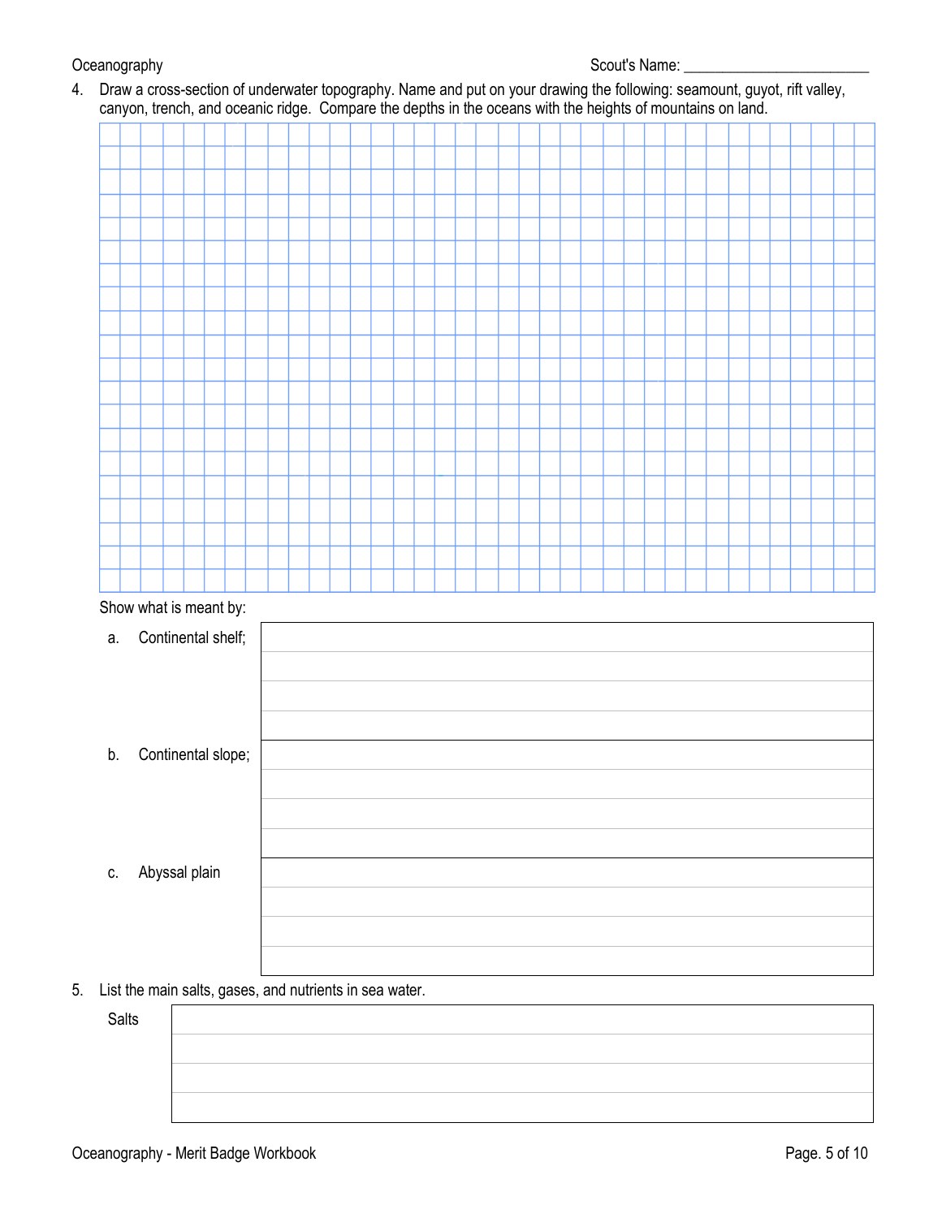4. Draw a cross-section of underwater topography. Name and put on your drawing the following: seamount, guyot, rift valley, canyon, trench, and oceanic ridge. Compare the depths in the oceans with the heights of mountains on land.

Show what is meant by:

a. Continental shelf;

b. Continental slope;

c. Abyssal plain

5. List the main salts, gases, and nutrients in sea water.

Salts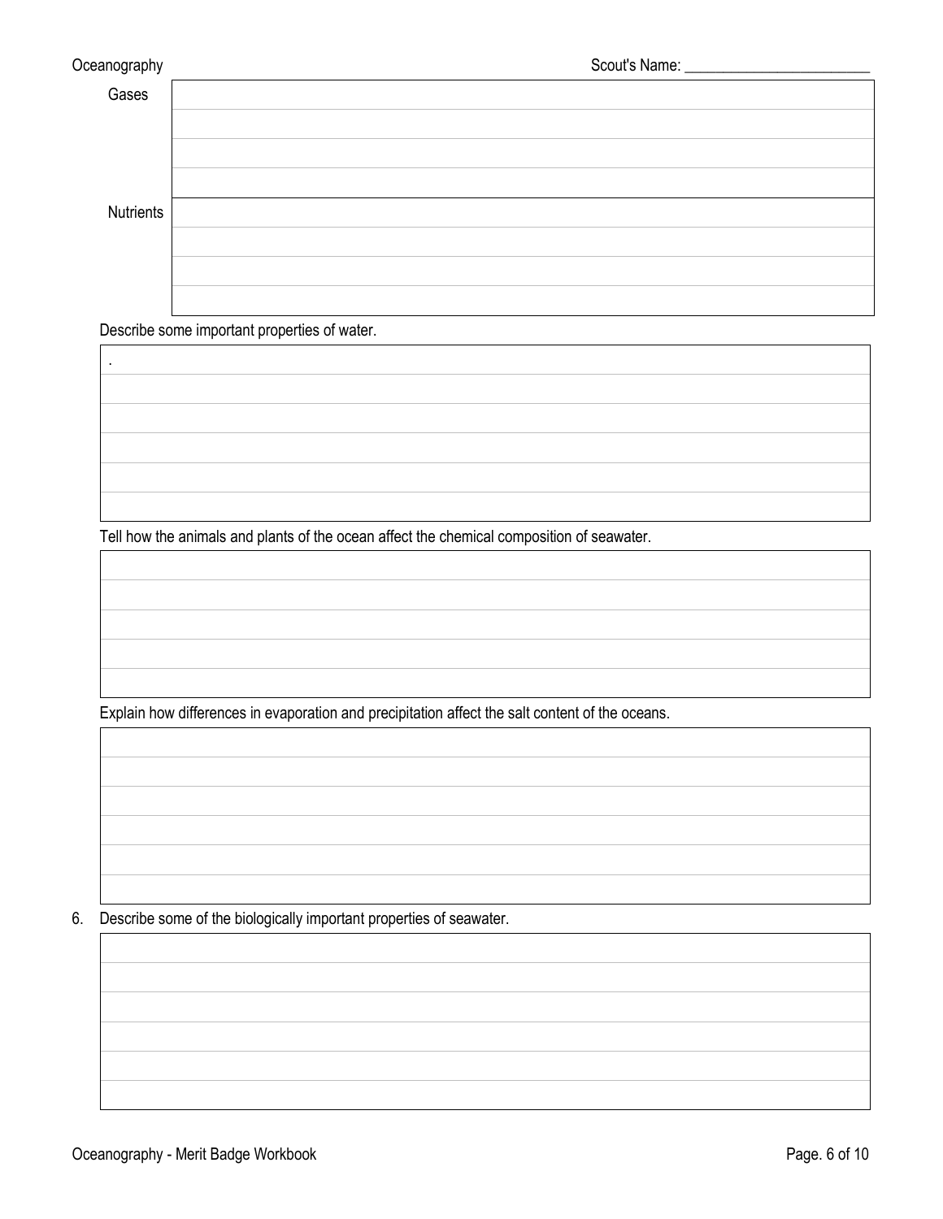| Gases | |
|---|---|
| | |
| | |
| | |
| Nutrients | |
| | |
| | |
| | |

Describe some important properties of water.

.

Tell how the animals and plants of the ocean affect the chemical composition of seawater.

Explain how differences in evaporation and precipitation affect the salt content of the oceans.

6. Describe some of the biologically important properties of seawater.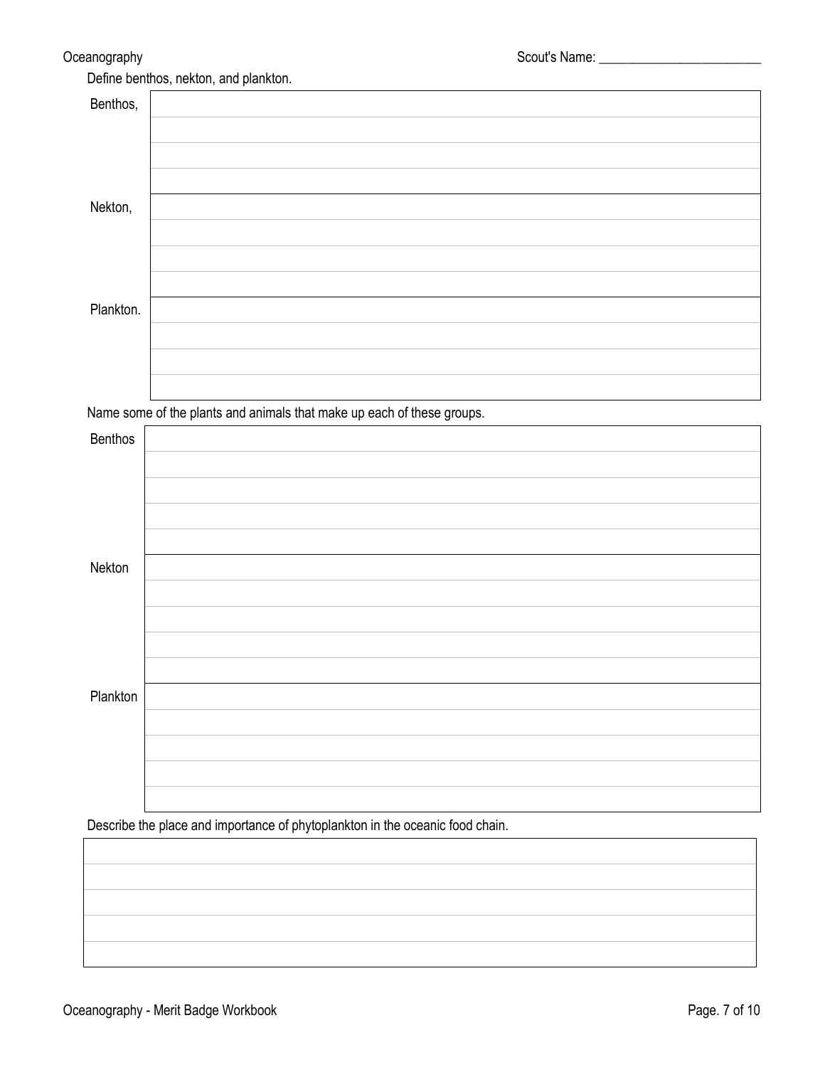Define benthos, nekton, and plankton.

| | |
|---|---|
| Benthos, | |
| Nekton, | |
| Plankton. | |

Name some of the plants and animals that make up each of these groups.

| | |
|---|---|
| Benthos | |
| Nekton | |
| Plankton | |

Describe the place and importance of phytoplankton in the oceanic food chain.

| |
|---|
| |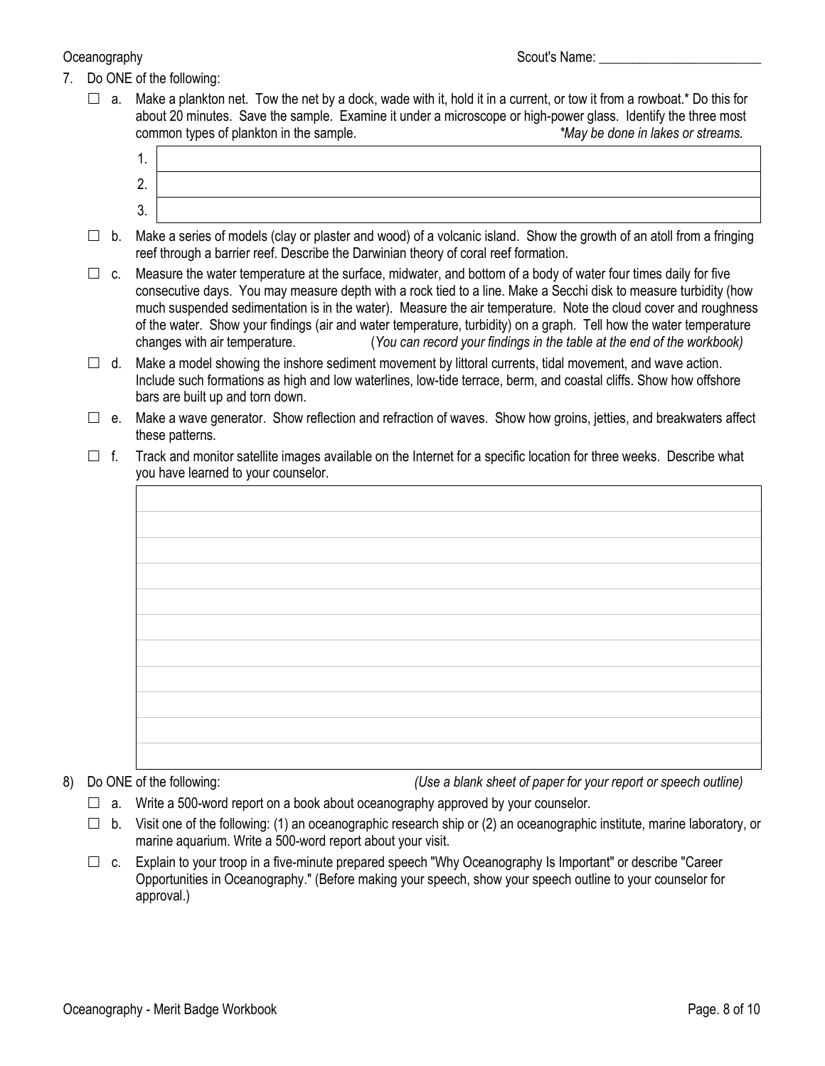Scout's Name: ________________________

7. Do ONE of the following:

   ☐ a. Make a plankton net. Tow the net by a dock, wade with it, hold it in a current, or tow it from a rowboat.* Do this for about 20 minutes. Save the sample. Examine it under a microscope or high-power glass. Identify the three most common types of plankton in the sample. *\*May be done in lakes or streams.*

| | |
|---|---|
| 1. | |
| 2. | |
| 3. | |

   ☐ b. Make a series of models (clay or plaster and wood) of a volcanic island. Show the growth of an atoll from a fringing reef through a barrier reef. Describe the Darwinian theory of coral reef formation.

   ☐ c. Measure the water temperature at the surface, midwater, and bottom of a body of water four times daily for five consecutive days. You may measure depth with a rock tied to a line. Make a Secchi disk to measure turbidity (how much suspended sedimentation is in the water). Measure the air temperature. Note the cloud cover and roughness of the water. Show your findings (air and water temperature, turbidity) on a graph. Tell how the water temperature changes with air temperature. (*You can record your findings in the table at the end of the workbook)*

   ☐ d. Make a model showing the inshore sediment movement by littoral currents, tidal movement, and wave action. Include such formations as high and low waterlines, low-tide terrace, berm, and coastal cliffs. Show how offshore bars are built up and torn down.

   ☐ e. Make a wave generator. Show reflection and refraction of waves. Show how groins, jetties, and breakwaters affect these patterns.

   ☐ f. Track and monitor satellite images available on the Internet for a specific location for three weeks. Describe what you have learned to your counselor.

8) Do ONE of the following: *(Use a blank sheet of paper for your report or speech outline)*

   ☐ a. Write a 500-word report on a book about oceanography approved by your counselor.

   ☐ b. Visit one of the following: (1) an oceanographic research ship or (2) an oceanographic institute, marine laboratory, or marine aquarium. Write a 500-word report about your visit.

   ☐ c. Explain to your troop in a five-minute prepared speech "Why Oceanography Is Important" or describe "Career Opportunities in Oceanography." (Before making your speech, show your speech outline to your counselor for approval.)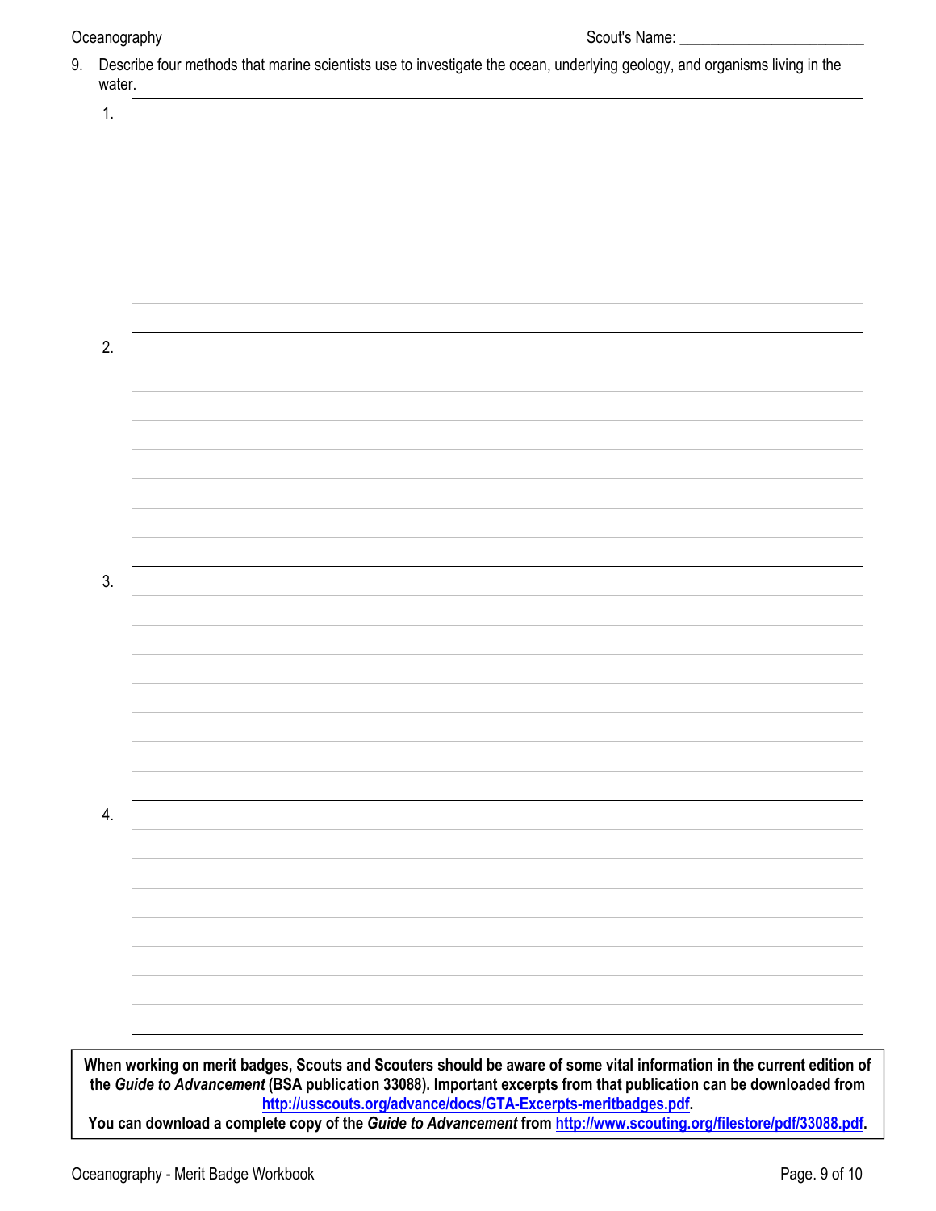Scout's Name: ________________________

9. Describe four methods that marine scientists use to investigate the ocean, underlying geology, and organisms living in the water.

| | |
|---|---|
| 1. | |
| 2. | |
| 3. | |
| 4. | |

**When working on merit badges, Scouts and Scouters should be aware of some vital information in the current edition of the *Guide to Advancement* (BSA publication 33088). Important excerpts from that publication can be downloaded from [http://usscouts.org/advance/docs/GTA-Excerpts-meritbadges.pdf](http://usscouts.org/advance/docs/GTA-Excerpts-meritbadges.pdf).**
**You can download a complete copy of the *Guide to Advancement* from [http://www.scouting.org/filestore/pdf/33088.pdf](http://www.scouting.org/filestore/pdf/33088.pdf).**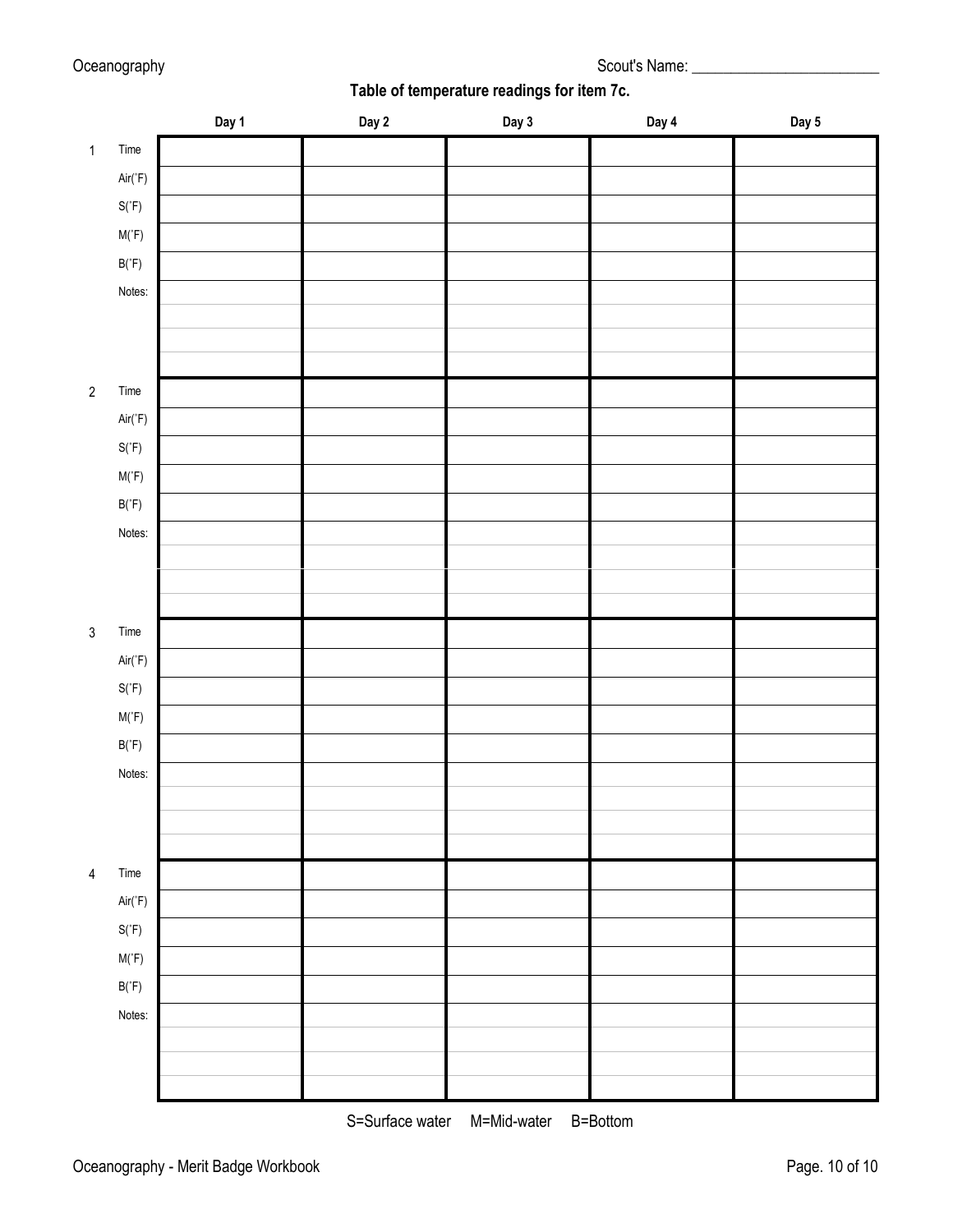Scout's Name: ________________________

**Table of temperature readings for item 7c.**

| | | Day 1 | Day 2 | Day 3 | Day 4 | Day 5 |
|---|---|---|---|---|---|---|
| 1 | Time | | | | | |
| | Air(˚F) | | | | | |
| | S(˚F) | | | | | |
| | M(˚F) | | | | | |
| | B(˚F) | | | | | |
| | Notes: | | | | | |
| 2 | Time | | | | | |
| | Air(˚F) | | | | | |
| | S(˚F) | | | | | |
| | M(˚F) | | | | | |
| | B(˚F) | | | | | |
| | Notes: | | | | | |
| 3 | Time | | | | | |
| | Air(˚F) | | | | | |
| | S(˚F) | | | | | |
| | M(˚F) | | | | | |
| | B(˚F) | | | | | |
| | Notes: | | | | | |
| 4 | Time | | | | | |
| | Air(˚F) | | | | | |
| | S(˚F) | | | | | |
| | M(˚F) | | | | | |
| | B(˚F) | | | | | |
| | Notes: | | | | | |

S=Surface water M=Mid-water B=Bottom